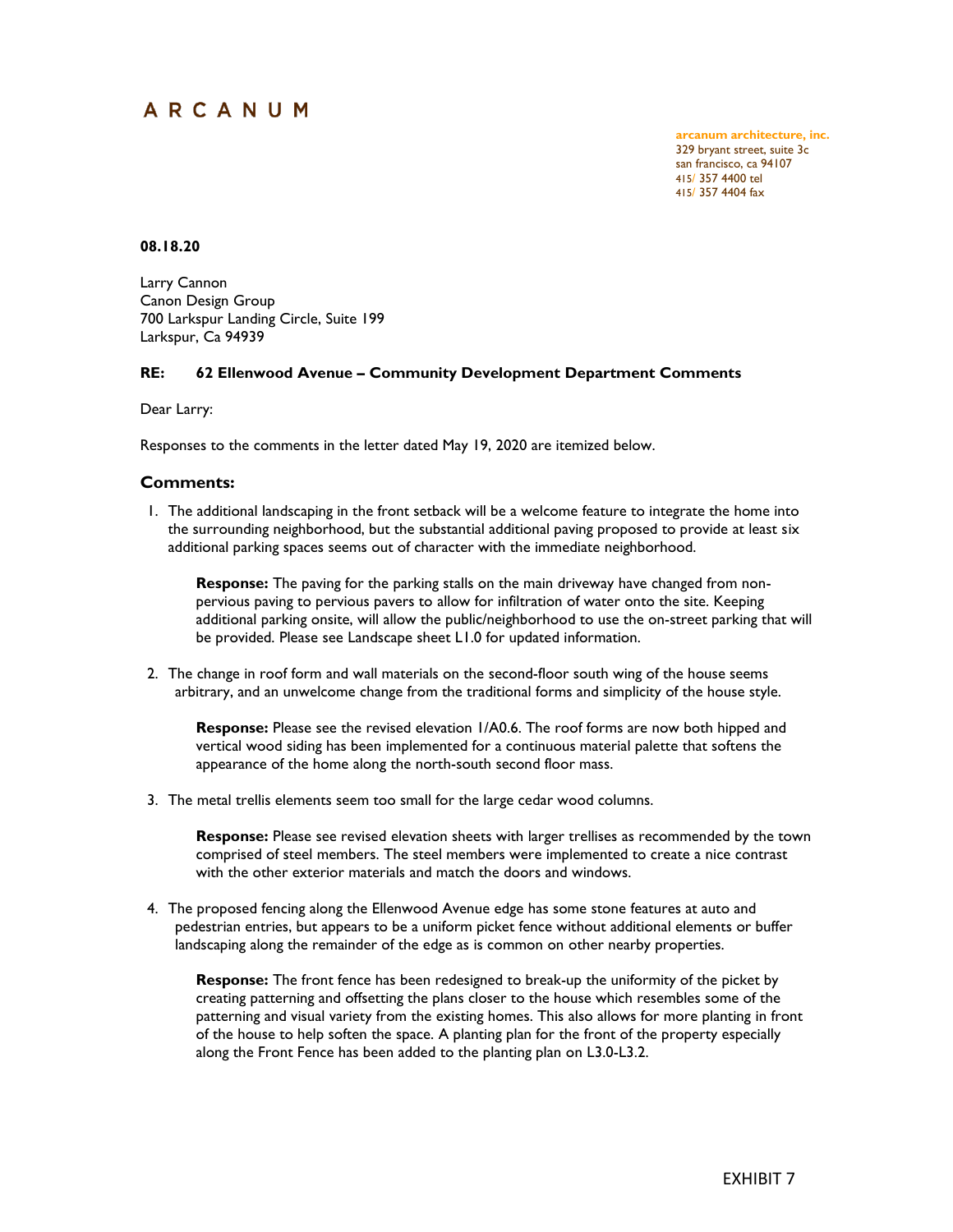# ARCANUM

**arcanum architecture, inc.**
329 bryant street, suite 3c
san francisco, ca 94107
415/ 357 4400 tel
415/ 357 4404 fax

**08.18.20**

Larry Cannon
Canon Design Group
700 Larkspur Landing Circle, Suite 199
Larkspur, Ca 94939

**RE: 62 Ellenwood Avenue – Community Development Department Comments**

Dear Larry:

Responses to the comments in the letter dated May 19, 2020 are itemized below.

## Comments:

1. The additional landscaping in the front setback will be a welcome feature to integrate the home into the surrounding neighborhood, but the substantial additional paving proposed to provide at least six additional parking spaces seems out of character with the immediate neighborhood.

   **Response:** The paving for the parking stalls on the main driveway have changed from non-pervious paving to pervious pavers to allow for infiltration of water onto the site. Keeping additional parking onsite, will allow the public/neighborhood to use the on-street parking that will be provided. Please see Landscape sheet L1.0 for updated information.

2. The change in roof form and wall materials on the second-floor south wing of the house seems arbitrary, and an unwelcome change from the traditional forms and simplicity of the house style.

   **Response:** Please see the revised elevation 1/A0.6. The roof forms are now both hipped and vertical wood siding has been implemented for a continuous material palette that softens the appearance of the home along the north-south second floor mass.

3. The metal trellis elements seem too small for the large cedar wood columns.

   **Response:** Please see revised elevation sheets with larger trellises as recommended by the town comprised of steel members. The steel members were implemented to create a nice contrast with the other exterior materials and match the doors and windows.

4. The proposed fencing along the Ellenwood Avenue edge has some stone features at auto and pedestrian entries, but appears to be a uniform picket fence without additional elements or buffer landscaping along the remainder of the edge as is common on other nearby properties.

   **Response:** The front fence has been redesigned to break-up the uniformity of the picket by creating patterning and offsetting the plans closer to the house which resembles some of the patterning and visual variety from the existing homes. This also allows for more planting in front of the house to help soften the space. A planting plan for the front of the property especially along the Front Fence has been added to the planting plan on L3.0-L3.2.

EXHIBIT 7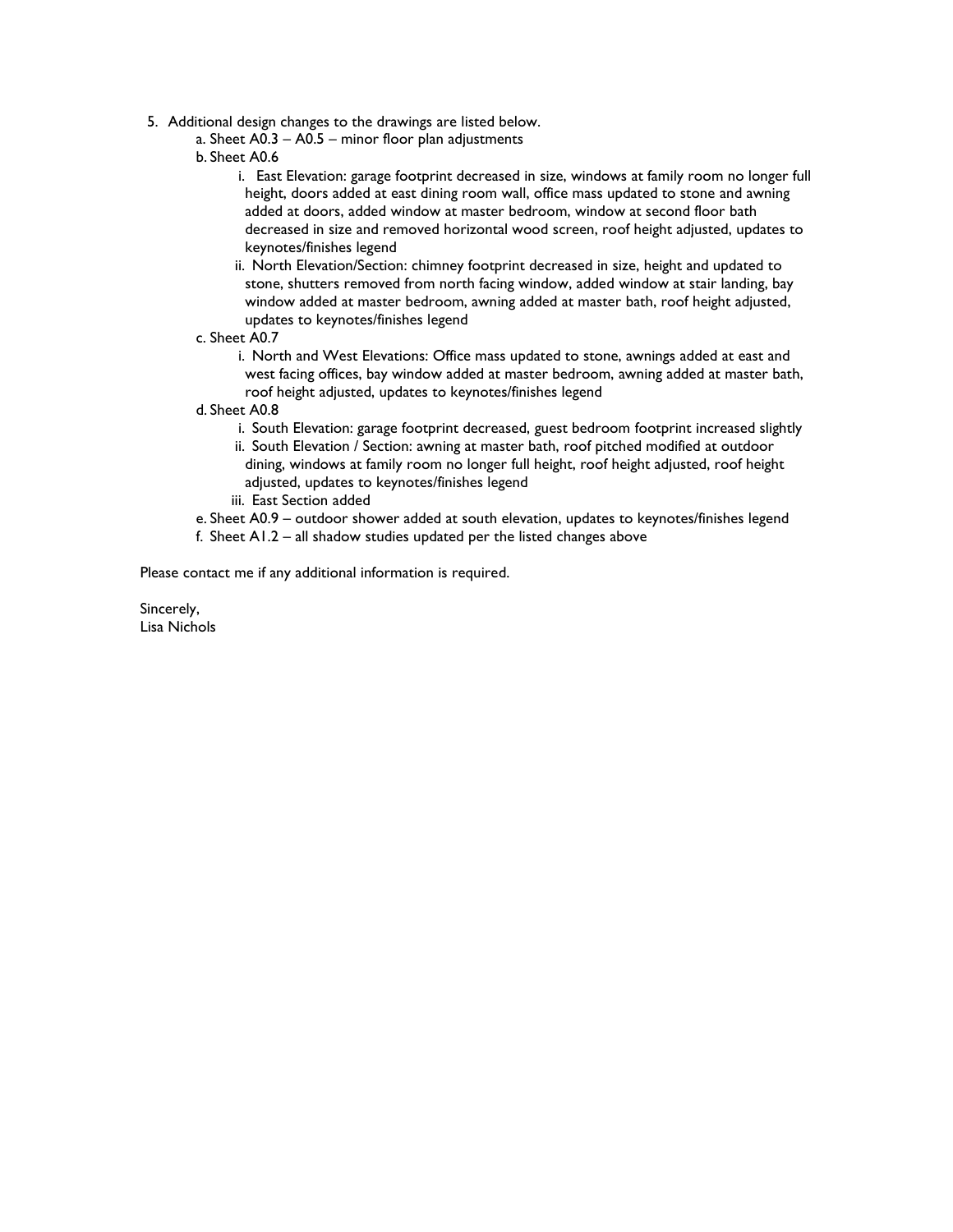5. Additional design changes to the drawings are listed below.
    a. Sheet A0.3 – A0.5 – minor floor plan adjustments
    b. Sheet A0.6
        i. East Elevation: garage footprint decreased in size, windows at family room no longer full height, doors added at east dining room wall, office mass updated to stone and awning added at doors, added window at master bedroom, window at second floor bath decreased in size and removed horizontal wood screen, roof height adjusted, updates to keynotes/finishes legend
        ii. North Elevation/Section: chimney footprint decreased in size, height and updated to stone, shutters removed from north facing window, added window at stair landing, bay window added at master bedroom, awning added at master bath, roof height adjusted, updates to keynotes/finishes legend
    c. Sheet A0.7
        i. North and West Elevations: Office mass updated to stone, awnings added at east and west facing offices, bay window added at master bedroom, awning added at master bath, roof height adjusted, updates to keynotes/finishes legend
    d. Sheet A0.8
        i. South Elevation: garage footprint decreased, guest bedroom footprint increased slightly
        ii. South Elevation / Section: awning at master bath, roof pitched modified at outdoor dining, windows at family room no longer full height, roof height adjusted, roof height adjusted, updates to keynotes/finishes legend
        iii. East Section added
    e. Sheet A0.9 – outdoor shower added at south elevation, updates to keynotes/finishes legend
    f. Sheet A1.2 – all shadow studies updated per the listed changes above

Please contact me if any additional information is required.

Sincerely,
Lisa Nichols